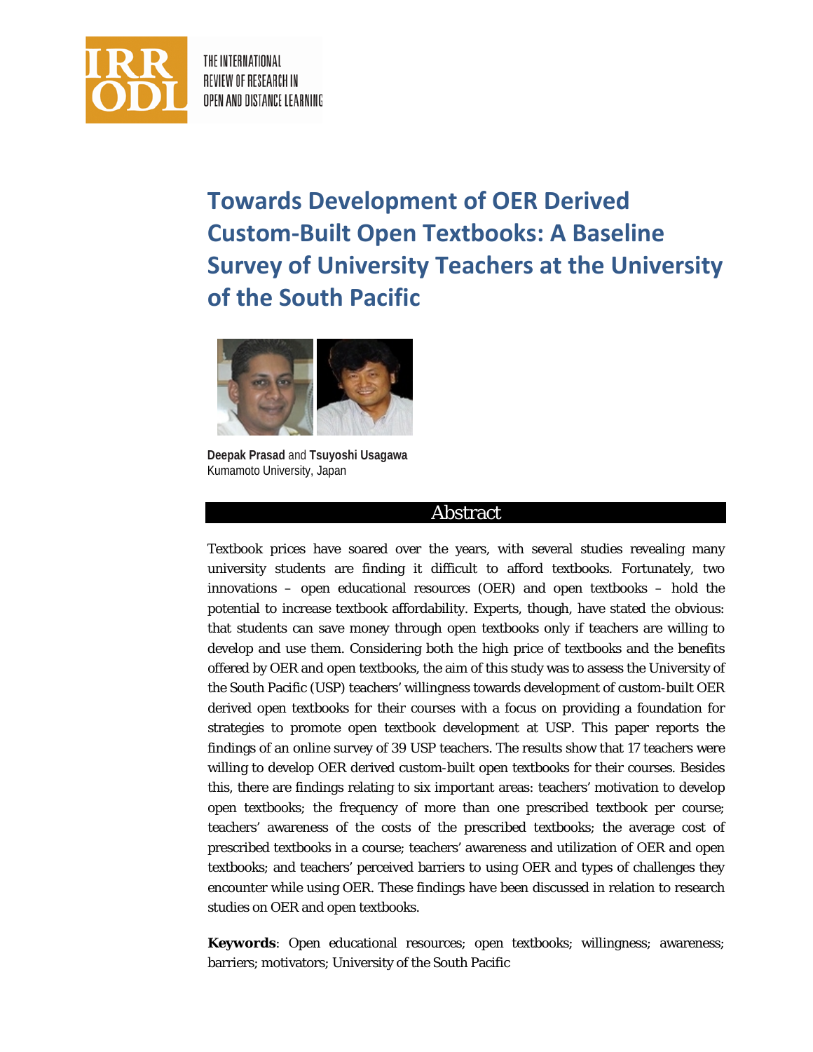# Towards Development of OER Derived Custom-Built Open Textbooks: A Baseline Survey of University Teachers at the University of the South Pacific

**Deepak Prasad** and **Tsuyoshi Usagawa**
Kumamoto University, Japan

## Abstract

Textbook prices have soared over the years, with several studies revealing many university students are finding it difficult to afford textbooks. Fortunately, two innovations – open educational resources (OER) and open textbooks – hold the potential to increase textbook affordability. Experts, though, have stated the obvious: that students can save money through open textbooks only if teachers are willing to develop and use them. Considering both the high price of textbooks and the benefits offered by OER and open textbooks, the aim of this study was to assess the University of the South Pacific (USP) teachers' willingness towards development of custom-built OER derived open textbooks for their courses with a focus on providing a foundation for strategies to promote open textbook development at USP. This paper reports the findings of an online survey of 39 USP teachers. The results show that 17 teachers were willing to develop OER derived custom-built open textbooks for their courses. Besides this, there are findings relating to six important areas: teachers' motivation to develop open textbooks; the frequency of more than one prescribed textbook per course; teachers' awareness of the costs of the prescribed textbooks; the average cost of prescribed textbooks in a course; teachers' awareness and utilization of OER and open textbooks; and teachers' perceived barriers to using OER and types of challenges they encounter while using OER. These findings have been discussed in relation to research studies on OER and open textbooks.

**Keywords**: Open educational resources; open textbooks; willingness; awareness; barriers; motivators; University of the South Pacific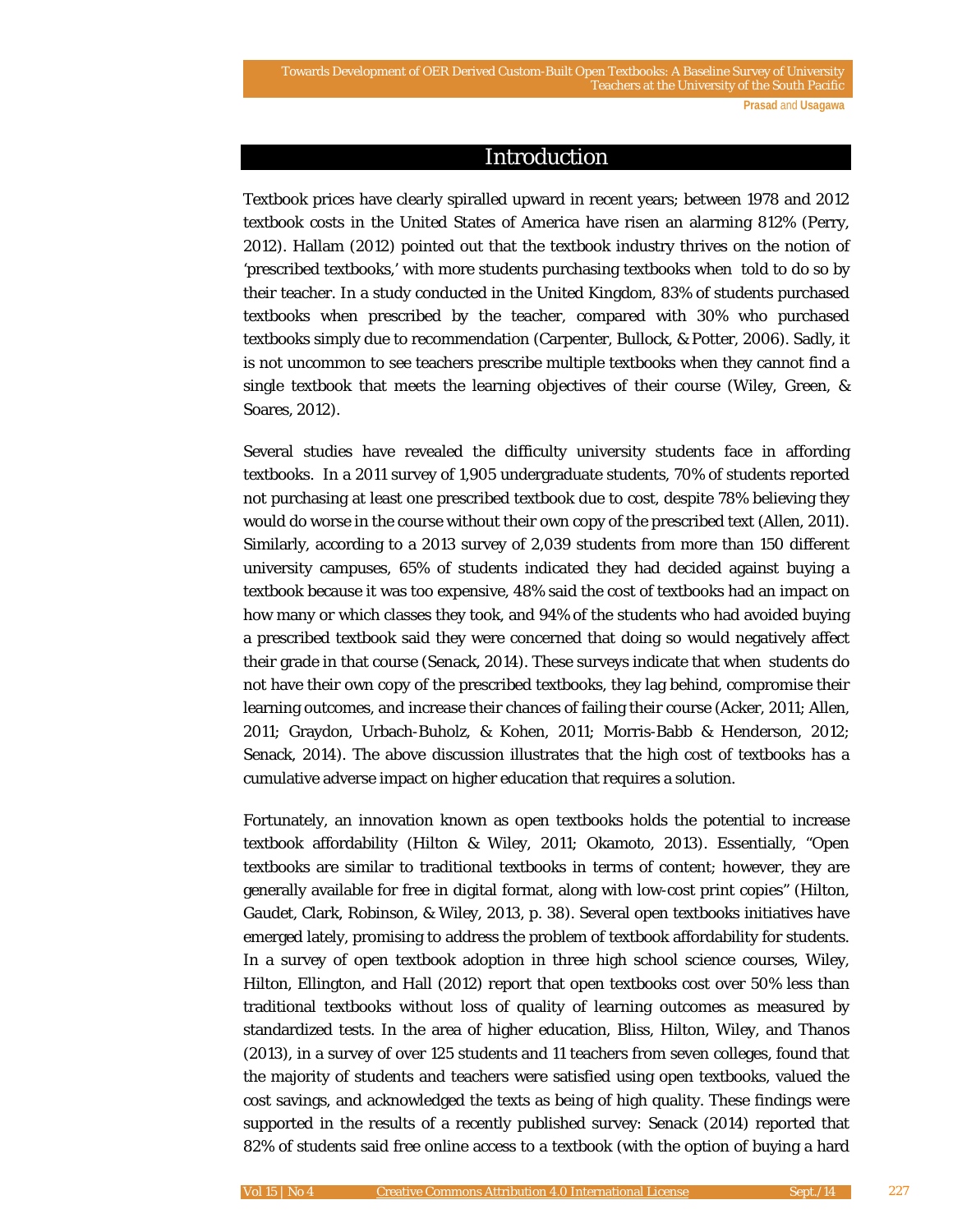## Introduction

Textbook prices have clearly spiralled upward in recent years; between 1978 and 2012 textbook costs in the United States of America have risen an alarming 812% (Perry, 2012). Hallam (2012) pointed out that the textbook industry thrives on the notion of 'prescribed textbooks,' with more students purchasing textbooks when told to do so by their teacher. In a study conducted in the United Kingdom, 83% of students purchased textbooks when prescribed by the teacher, compared with 30% who purchased textbooks simply due to recommendation (Carpenter, Bullock, & Potter, 2006). Sadly, it is not uncommon to see teachers prescribe multiple textbooks when they cannot find a single textbook that meets the learning objectives of their course (Wiley, Green, & Soares, 2012).

Several studies have revealed the difficulty university students face in affording textbooks. In a 2011 survey of 1,905 undergraduate students, 70% of students reported not purchasing at least one prescribed textbook due to cost, despite 78% believing they would do worse in the course without their own copy of the prescribed text (Allen, 2011). Similarly, according to a 2013 survey of 2,039 students from more than 150 different university campuses, 65% of students indicated they had decided against buying a textbook because it was too expensive, 48% said the cost of textbooks had an impact on how many or which classes they took, and 94% of the students who had avoided buying a prescribed textbook said they were concerned that doing so would negatively affect their grade in that course (Senack, 2014). These surveys indicate that when students do not have their own copy of the prescribed textbooks, they lag behind, compromise their learning outcomes, and increase their chances of failing their course (Acker, 2011; Allen, 2011; Graydon, Urbach-Buholz, & Kohen, 2011; Morris-Babb & Henderson, 2012; Senack, 2014). The above discussion illustrates that the high cost of textbooks has a cumulative adverse impact on higher education that requires a solution.

Fortunately, an innovation known as open textbooks holds the potential to increase textbook affordability (Hilton & Wiley, 2011; Okamoto, 2013). Essentially, "Open textbooks are similar to traditional textbooks in terms of content; however, they are generally available for free in digital format, along with low-cost print copies" (Hilton, Gaudet, Clark, Robinson, & Wiley, 2013, p. 38). Several open textbooks initiatives have emerged lately, promising to address the problem of textbook affordability for students. In a survey of open textbook adoption in three high school science courses, Wiley, Hilton, Ellington, and Hall (2012) report that open textbooks cost over 50% less than traditional textbooks without loss of quality of learning outcomes as measured by standardized tests. In the area of higher education, Bliss, Hilton, Wiley, and Thanos (2013), in a survey of over 125 students and 11 teachers from seven colleges, found that the majority of students and teachers were satisfied using open textbooks, valued the cost savings, and acknowledged the texts as being of high quality. These findings were supported in the results of a recently published survey: Senack (2014) reported that 82% of students said free online access to a textbook (with the option of buying a hard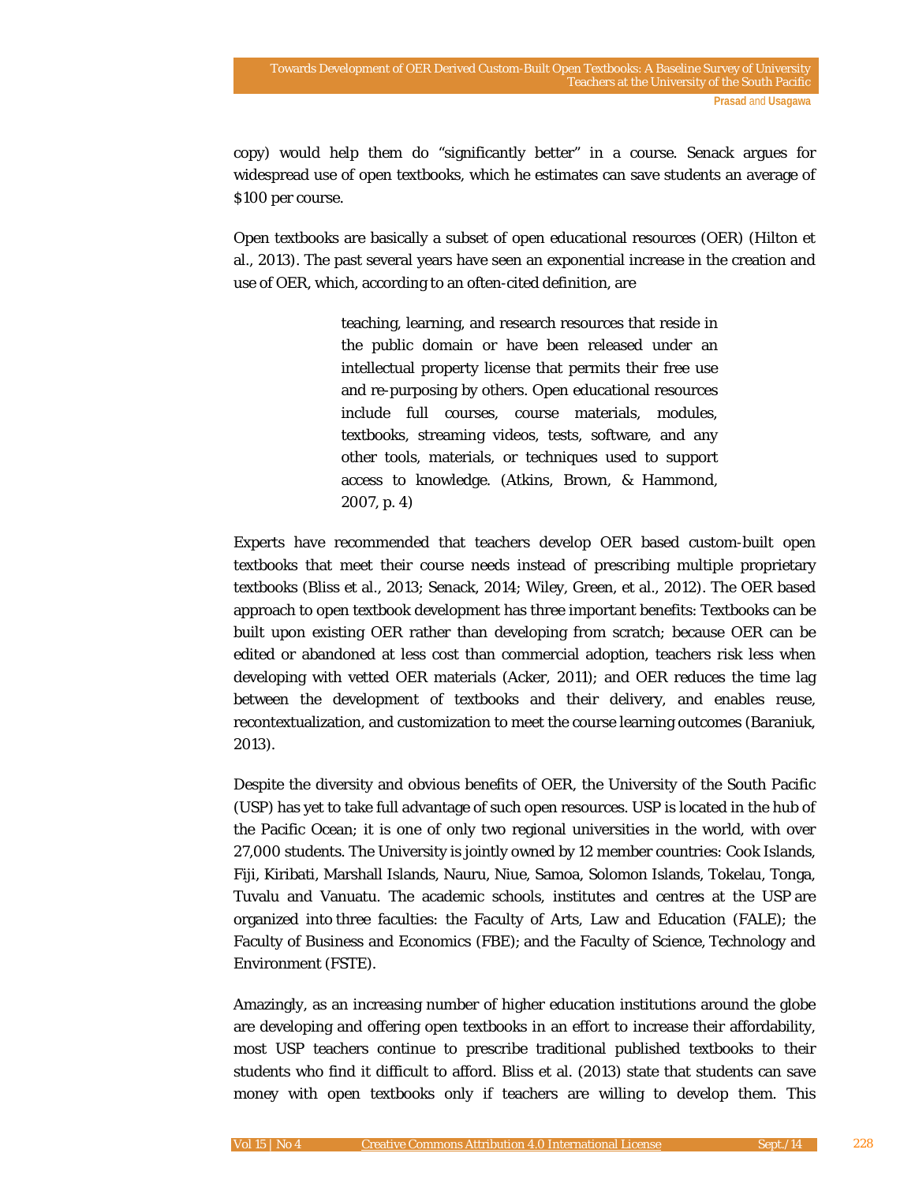copy) would help them do “significantly better” in a course. Senack argues for widespread use of open textbooks, which he estimates can save students an average of $100 per course.

Open textbooks are basically a subset of open educational resources (OER) (Hilton et al., 2013). The past several years have seen an exponential increase in the creation and use of OER, which, according to an often-cited definition, are

> teaching, learning, and research resources that reside in the public domain or have been released under an intellectual property license that permits their free use and re-purposing by others. Open educational resources include full courses, course materials, modules, textbooks, streaming videos, tests, software, and any other tools, materials, or techniques used to support access to knowledge. (Atkins, Brown, & Hammond, 2007, p. 4)

Experts have recommended that teachers develop OER based custom-built open textbooks that meet their course needs instead of prescribing multiple proprietary textbooks (Bliss et al., 2013; Senack, 2014; Wiley, Green, et al., 2012). The OER based approach to open textbook development has three important benefits: Textbooks can be built upon existing OER rather than developing from scratch; because OER can be edited or abandoned at less cost than commercial adoption, teachers risk less when developing with vetted OER materials (Acker, 2011); and OER reduces the time lag between the development of textbooks and their delivery, and enables reuse, recontextualization, and customization to meet the course learning outcomes (Baraniuk, 2013).

Despite the diversity and obvious benefits of OER, the University of the South Pacific (USP) has yet to take full advantage of such open resources. USP is located in the hub of the Pacific Ocean; it is one of only two regional universities in the world, with over 27,000 students. The University is jointly owned by 12 member countries: Cook Islands, Fiji, Kiribati, Marshall Islands, Nauru, Niue, Samoa, Solomon Islands, Tokelau, Tonga, Tuvalu and Vanuatu. The academic schools, institutes and centres at the USP are organized into three faculties: the Faculty of Arts, Law and Education (FALE); the Faculty of Business and Economics (FBE); and the Faculty of Science, Technology and Environment (FSTE).

Amazingly, as an increasing number of higher education institutions around the globe are developing and offering open textbooks in an effort to increase their affordability, most USP teachers continue to prescribe traditional published textbooks to their students who find it difficult to afford. Bliss et al. (2013) state that students can save money with open textbooks only if teachers are willing to develop them. This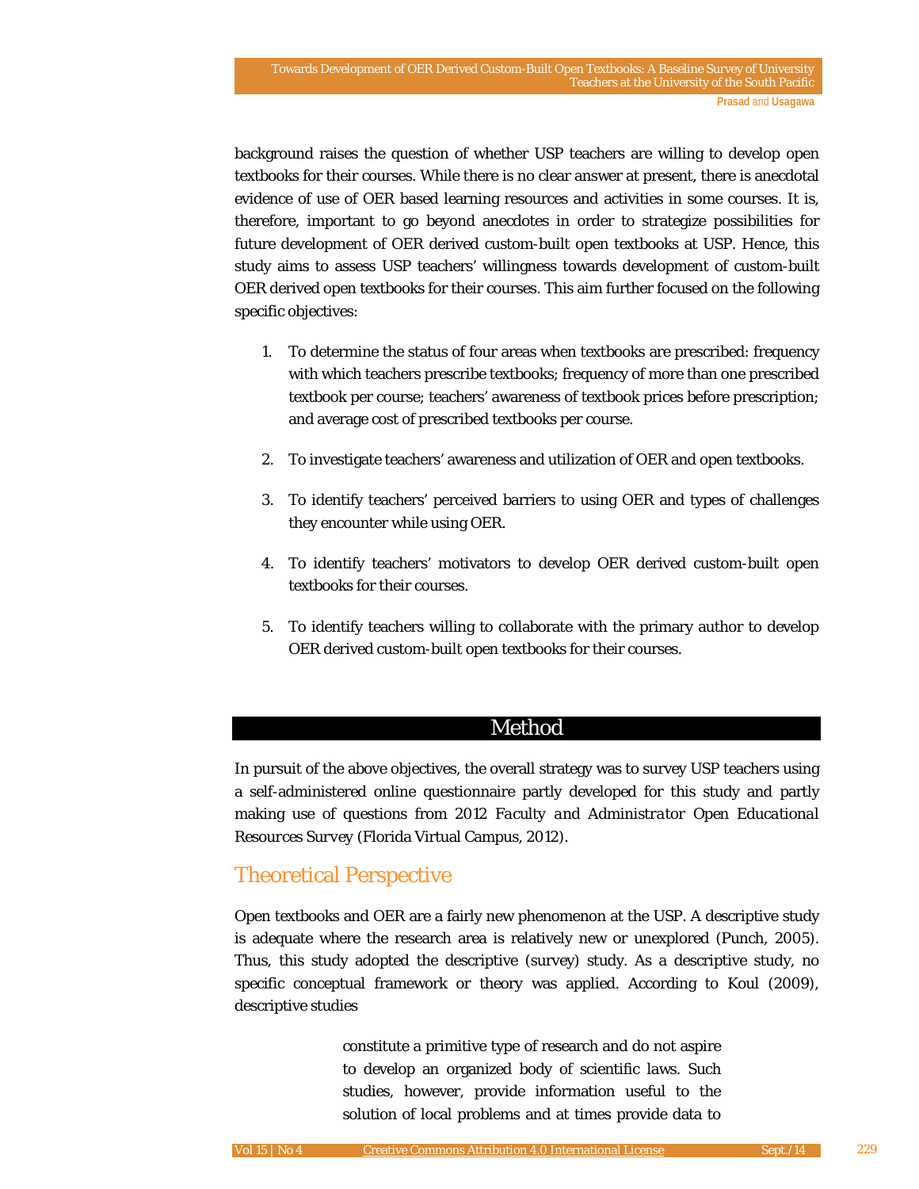background raises the question of whether USP teachers are willing to develop open textbooks for their courses. While there is no clear answer at present, there is anecdotal evidence of use of OER based learning resources and activities in some courses. It is, therefore, important to go beyond anecdotes in order to strategize possibilities for future development of OER derived custom-built open textbooks at USP. Hence, this study aims to assess USP teachers' willingness towards development of custom-built OER derived open textbooks for their courses. This aim further focused on the following specific objectives:

1. To determine the status of four areas when textbooks are prescribed: frequency with which teachers prescribe textbooks; frequency of more than one prescribed textbook per course; teachers' awareness of textbook prices before prescription; and average cost of prescribed textbooks per course.

2. To investigate teachers' awareness and utilization of OER and open textbooks.

3. To identify teachers' perceived barriers to using OER and types of challenges they encounter while using OER.

4. To identify teachers' motivators to develop OER derived custom-built open textbooks for their courses.

5. To identify teachers willing to collaborate with the primary author to develop OER derived custom-built open textbooks for their courses.

# Method

In pursuit of the above objectives, the overall strategy was to survey USP teachers using a self-administered online questionnaire partly developed for this study and partly making use of questions from *2012 Faculty and Administrator Open Educational Resources Survey* (Florida Virtual Campus, 2012).

## Theoretical Perspective

Open textbooks and OER are a fairly new phenomenon at the USP. A descriptive study is adequate where the research area is relatively new or unexplored (Punch, 2005). Thus, this study adopted the descriptive (survey) study. As a descriptive study, no specific conceptual framework or theory was applied. According to Koul (2009), descriptive studies

> constitute a primitive type of research and do not aspire to develop an organized body of scientific laws. Such studies, however, provide information useful to the solution of local problems and at times provide data to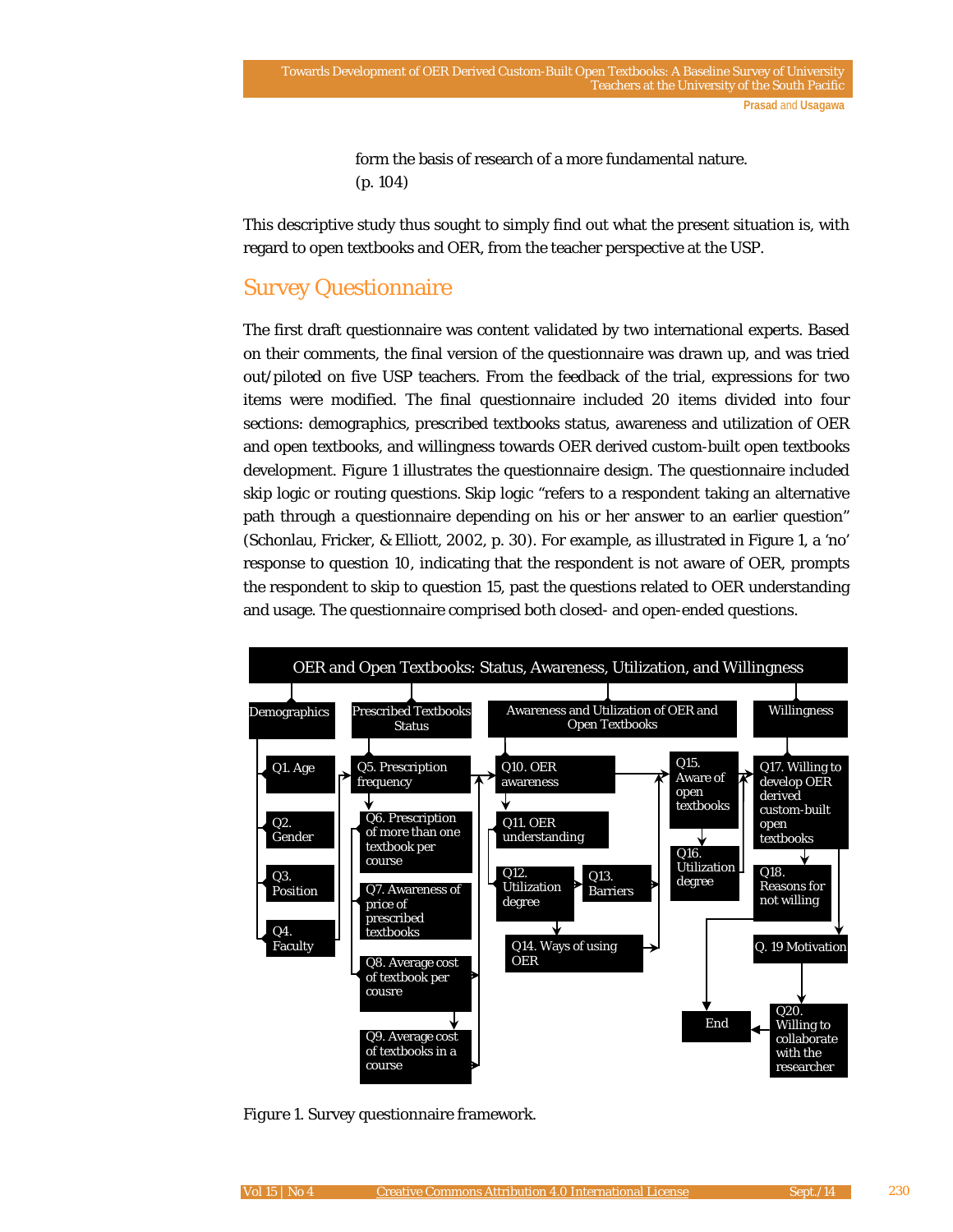form the basis of research of a more fundamental nature. (p. 104)

This descriptive study thus sought to simply find out what the present situation is, with regard to open textbooks and OER, from the teacher perspective at the USP.

## Survey Questionnaire

The first draft questionnaire was content validated by two international experts. Based on their comments, the final version of the questionnaire was drawn up, and was tried out/piloted on five USP teachers. From the feedback of the trial, expressions for two items were modified. The final questionnaire included 20 items divided into four sections: demographics, prescribed textbooks status, awareness and utilization of OER and open textbooks, and willingness towards OER derived custom-built open textbooks development. Figure 1 illustrates the questionnaire design. The questionnaire included skip logic or routing questions. Skip logic "refers to a respondent taking an alternative path through a questionnaire depending on his or her answer to an earlier question" (Schonlau, Fricker, & Elliott, 2002, p. 30). For example, as illustrated in Figure 1, a 'no' response to question 10, indicating that the respondent is not aware of OER, prompts the respondent to skip to question 15, past the questions related to OER understanding and usage. The questionnaire comprised both closed- and open-ended questions.

OER and Open Textbooks: Status, Awareness, Utilization, and Willingness

- Demographics: Q1. Age; Q2. Gender; Q3. Position; Q4. Faculty
- Prescribed Textbooks Status: Q5. Prescription frequency; Q6. Prescription of more than one textbook per course; Q7. Awareness of price of prescribed textbooks; Q8. Average cost of textbook per cousre; Q9. Average cost of textbooks in a course
- Awareness and Utilization of OER and Open Textbooks: Q10. OER awareness; Q11. OER understanding; Q12. Utilization degree; Q13. Barriers; Q14. Ways of using OER; Q15. Aware of open textbooks; Q16. Utilization degree
- Willingness: Q17. Willing to develop OER derived custom-built open textbooks; Q18. Reasons for not willing; Q. 19 Motivation; Q20. Willing to collaborate with the researcher; End

*Figure 1.* Survey questionnaire framework.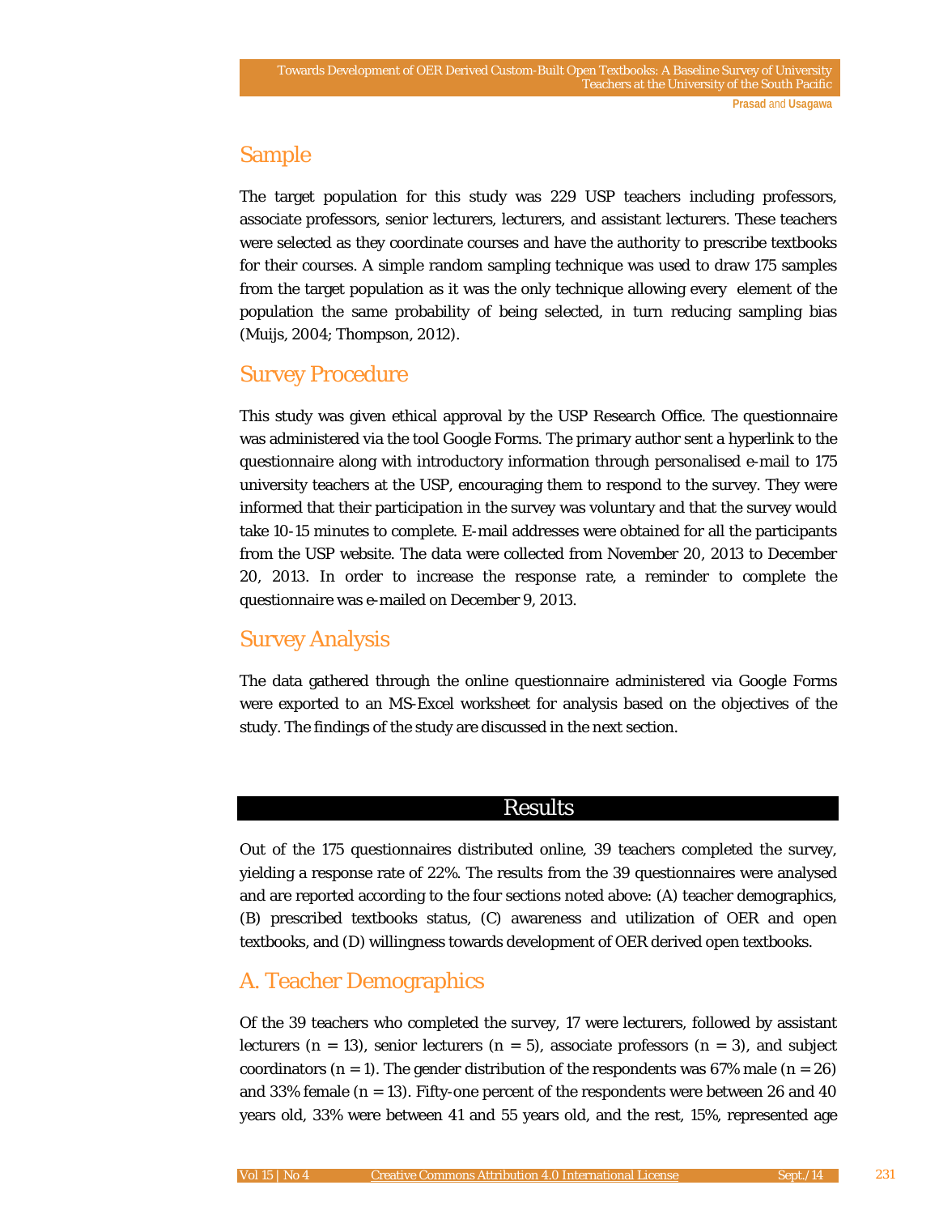## Sample

The target population for this study was 229 USP teachers including professors, associate professors, senior lecturers, lecturers, and assistant lecturers. These teachers were selected as they coordinate courses and have the authority to prescribe textbooks for their courses. A simple random sampling technique was used to draw 175 samples from the target population as it was the only technique allowing every element of the population the same probability of being selected, in turn reducing sampling bias (Muijs, 2004; Thompson, 2012).

## Survey Procedure

This study was given ethical approval by the USP Research Office. The questionnaire was administered via the tool Google Forms. The primary author sent a hyperlink to the questionnaire along with introductory information through personalised e-mail to 175 university teachers at the USP, encouraging them to respond to the survey. They were informed that their participation in the survey was voluntary and that the survey would take 10-15 minutes to complete. E-mail addresses were obtained for all the participants from the USP website. The data were collected from November 20, 2013 to December 20, 2013. In order to increase the response rate, a reminder to complete the questionnaire was e-mailed on December 9, 2013.

## Survey Analysis

The data gathered through the online questionnaire administered via Google Forms were exported to an MS-Excel worksheet for analysis based on the objectives of the study. The findings of the study are discussed in the next section.

# Results

Out of the 175 questionnaires distributed online, 39 teachers completed the survey, yielding a response rate of 22%. The results from the 39 questionnaires were analysed and are reported according to the four sections noted above: (A) teacher demographics, (B) prescribed textbooks status, (C) awareness and utilization of OER and open textbooks, and (D) willingness towards development of OER derived open textbooks.

## A. Teacher Demographics

Of the 39 teachers who completed the survey, 17 were lecturers, followed by assistant lecturers (n = 13), senior lecturers (n = 5), associate professors (n = 3), and subject coordinators (n = 1). The gender distribution of the respondents was 67% male (n = 26) and 33% female (n = 13). Fifty-one percent of the respondents were between 26 and 40 years old, 33% were between 41 and 55 years old, and the rest, 15%, represented age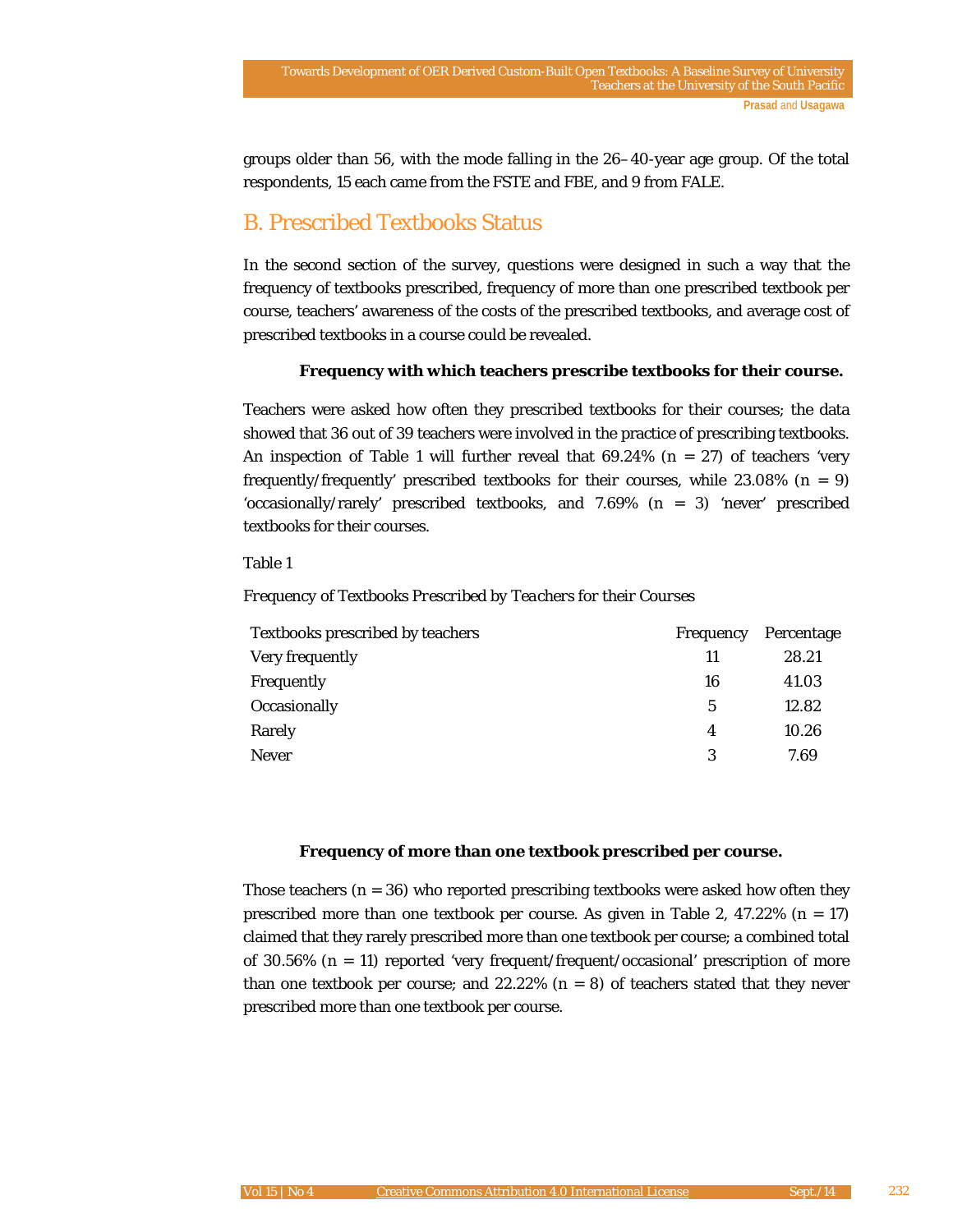groups older than 56, with the mode falling in the 26–40-year age group. Of the total respondents, 15 each came from the FSTE and FBE, and 9 from FALE.

## B. Prescribed Textbooks Status

In the second section of the survey, questions were designed in such a way that the frequency of textbooks prescribed, frequency of more than one prescribed textbook per course, teachers' awareness of the costs of the prescribed textbooks, and average cost of prescribed textbooks in a course could be revealed.

**Frequency with which teachers prescribe textbooks for their course.**

Teachers were asked how often they prescribed textbooks for their courses; the data showed that 36 out of 39 teachers were involved in the practice of prescribing textbooks. An inspection of Table 1 will further reveal that 69.24% (n = 27) of teachers 'very frequently/frequently' prescribed textbooks for their courses, while 23.08% (n = 9) 'occasionally/rarely' prescribed textbooks, and 7.69% (n = 3) 'never' prescribed textbooks for their courses.

Table 1

*Frequency of Textbooks Prescribed by Teachers for their Courses*

| Textbooks prescribed by teachers | Frequency | Percentage |
|---|---|---|
| Very frequently | 11 | 28.21 |
| Frequently | 16 | 41.03 |
| Occasionally | 5 | 12.82 |
| Rarely | 4 | 10.26 |
| Never | 3 | 7.69 |

**Frequency of more than one textbook prescribed per course.**

Those teachers (n = 36) who reported prescribing textbooks were asked how often they prescribed more than one textbook per course. As given in Table 2, 47.22% (n = 17) claimed that they rarely prescribed more than one textbook per course; a combined total of 30.56% (n = 11) reported 'very frequent/frequent/occasional' prescription of more than one textbook per course; and 22.22% (n = 8) of teachers stated that they never prescribed more than one textbook per course.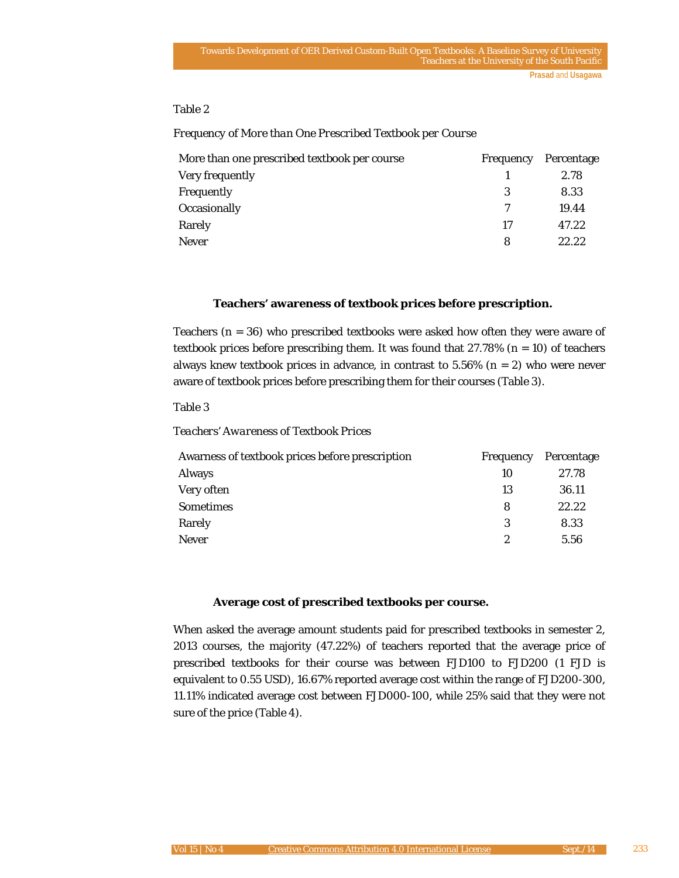Table 2

*Frequency of More than One Prescribed Textbook per Course*

| More than one prescribed textbook per course | Frequency | Percentage |
|---|---|---|
| Very frequently | 1 | 2.78 |
| Frequently | 3 | 8.33 |
| Occasionally | 7 | 19.44 |
| Rarely | 17 | 47.22 |
| Never | 8 | 22.22 |

**Teachers' awareness of textbook prices before prescription.**

Teachers (n = 36) who prescribed textbooks were asked how often they were aware of textbook prices before prescribing them. It was found that 27.78% (n = 10) of teachers always knew textbook prices in advance, in contrast to 5.56% (n = 2) who were never aware of textbook prices before prescribing them for their courses (Table 3).

Table 3

*Teachers' Awareness of Textbook Prices*

| Awarness of textbook prices before prescription | Frequency | Percentage |
|---|---|---|
| Always | 10 | 27.78 |
| Very often | 13 | 36.11 |
| Sometimes | 8 | 22.22 |
| Rarely | 3 | 8.33 |
| Never | 2 | 5.56 |

**Average cost of prescribed textbooks per course.**

When asked the average amount students paid for prescribed textbooks in semester 2, 2013 courses, the majority (47.22%) of teachers reported that the average price of prescribed textbooks for their course was between FJD100 to FJD200 (1 FJD is equivalent to 0.55 USD), 16.67% reported average cost within the range of FJD200-300, 11.11% indicated average cost between FJD000-100, while 25% said that they were not sure of the price (Table 4).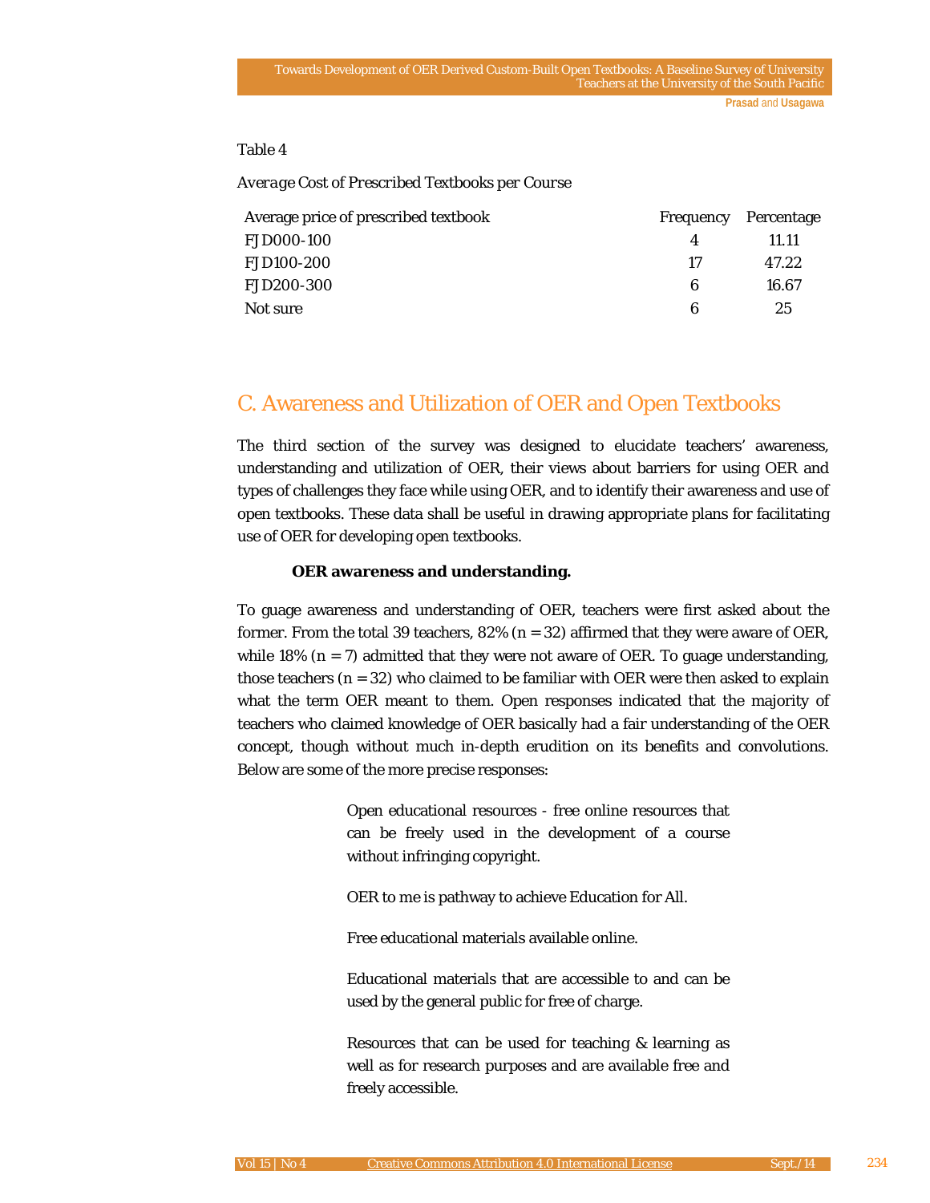Table 4

*Average Cost of Prescribed Textbooks per Course*

| Average price of prescribed textbook | Frequency | Percentage |
|---|---|---|
| FJD000-100 | 4 | 11.11 |
| FJD100-200 | 17 | 47.22 |
| FJD200-300 | 6 | 16.67 |
| Not sure | 6 | 25 |

## C. Awareness and Utilization of OER and Open Textbooks

The third section of the survey was designed to elucidate teachers' awareness, understanding and utilization of OER, their views about barriers for using OER and types of challenges they face while using OER, and to identify their awareness and use of open textbooks. These data shall be useful in drawing appropriate plans for facilitating use of OER for developing open textbooks.

### OER awareness and understanding.

To guage awareness and understanding of OER, teachers were first asked about the former. From the total 39 teachers, 82% ($n = 32$) affirmed that they were aware of OER, while 18% ($n = 7$) admitted that they were not aware of OER. To guage understanding, those teachers ($n = 32$) who claimed to be familiar with OER were then asked to explain what the term OER meant to them. Open responses indicated that the majority of teachers who claimed knowledge of OER basically had a fair understanding of the OER concept, though without much in-depth erudition on its benefits and convolutions. Below are some of the more precise responses:

> Open educational resources - free online resources that can be freely used in the development of a course without infringing copyright.
>
> OER to me is pathway to achieve Education for All.
>
> Free educational materials available online.
>
> Educational materials that are accessible to and can be used by the general public for free of charge.
>
> Resources that can be used for teaching & learning as well as for research purposes and are available free and freely accessible.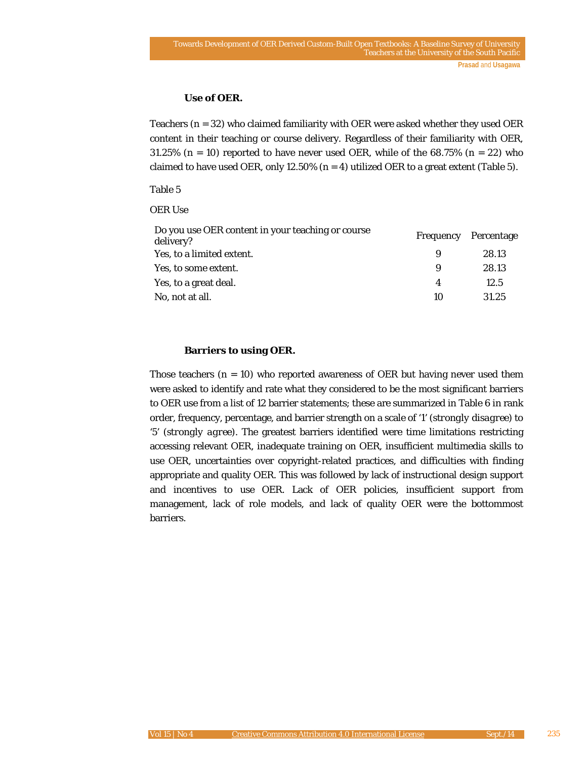### Use of OER.

Teachers ($n = 32$) who claimed familiarity with OER were asked whether they used OER content in their teaching or course delivery. Regardless of their familiarity with OER, 31.25% ($n = 10$) reported to have never used OER, while of the 68.75% ($n = 22$) who claimed to have used OER, only 12.50% ($n = 4$) utilized OER to a great extent (Table 5).

Table 5

OER Use

| Do you use OER content in your teaching or course delivery? | Frequency | Percentage |
|---|---|---|
| Yes, to a limited extent. | 9 | 28.13 |
| Yes, to some extent. | 9 | 28.13 |
| Yes, to a great deal. | 4 | 12.5 |
| No, not at all. | 10 | 31.25 |

### Barriers to using OER.

Those teachers ($n = 10$) who reported awareness of OER but having never used them were asked to identify and rate what they considered to be the most significant barriers to OER use from a list of 12 barrier statements; these are summarized in Table 6 in rank order, frequency, percentage, and barrier strength on a scale of '1' (*strongly disagree*) to '5' (*strongly agree*). The greatest barriers identified were time limitations restricting accessing relevant OER, inadequate training on OER, insufficient multimedia skills to use OER, uncertainties over copyright-related practices, and difficulties with finding appropriate and quality OER. This was followed by lack of instructional design support and incentives to use OER. Lack of OER policies, insufficient support from management, lack of role models, and lack of quality OER were the bottommost barriers.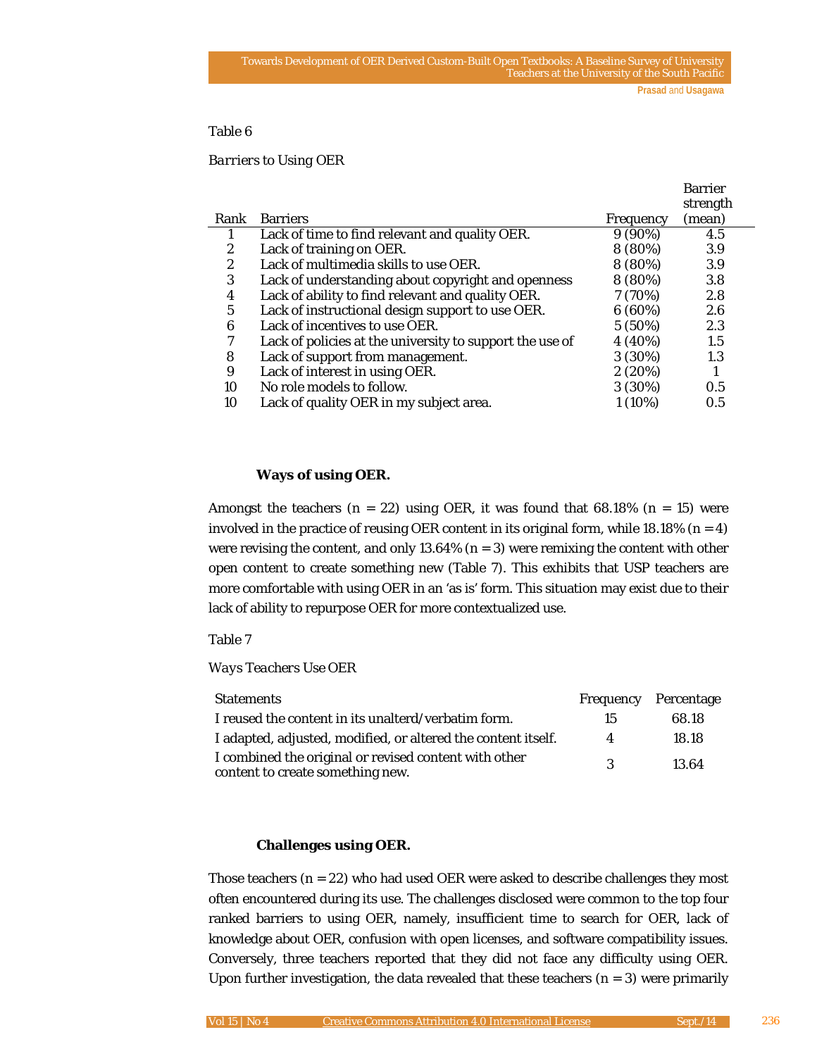Table 6

*Barriers to Using OER*

| Rank | Barriers | Frequency | Barrier strength (mean) |
|---|---|---|---|
| 1 | Lack of time to find relevant and quality OER. | 9 (90%) | 4.5 |
| 2 | Lack of training on OER. | 8 (80%) | 3.9 |
| 2 | Lack of multimedia skills to use OER. | 8 (80%) | 3.9 |
| 3 | Lack of understanding about copyright and openness | 8 (80%) | 3.8 |
| 4 | Lack of ability to find relevant and quality OER. | 7 (70%) | 2.8 |
| 5 | Lack of instructional design support to use OER. | 6 (60%) | 2.6 |
| 6 | Lack of incentives to use OER. | 5 (50%) | 2.3 |
| 7 | Lack of policies at the university to support the use of | 4 (40%) | 1.5 |
| 8 | Lack of support from management. | 3 (30%) | 1.3 |
| 9 | Lack of interest in using OER. | 2 (20%) | 1 |
| 10 | No role models to follow. | 3 (30%) | 0.5 |
| 10 | Lack of quality OER in my subject area. | 1 (10%) | 0.5 |

### Ways of using OER.

Amongst the teachers (n = 22) using OER, it was found that 68.18% (n = 15) were involved in the practice of reusing OER content in its original form, while 18.18% (n = 4) were revising the content, and only 13.64% (n = 3) were remixing the content with other open content to create something new (Table 7). This exhibits that USP teachers are more comfortable with using OER in an 'as is' form. This situation may exist due to their lack of ability to repurpose OER for more contextualized use.

Table 7

*Ways Teachers Use OER*

| Statements | Frequency | Percentage |
|---|---|---|
| I reused the content in its unalterd/verbatim form. | 15 | 68.18 |
| I adapted, adjusted, modified, or altered the content itself. | 4 | 18.18 |
| I combined the original or revised content with other content to create something new. | 3 | 13.64 |

### Challenges using OER.

Those teachers (n = 22) who had used OER were asked to describe challenges they most often encountered during its use. The challenges disclosed were common to the top four ranked barriers to using OER, namely, insufficient time to search for OER, lack of knowledge about OER, confusion with open licenses, and software compatibility issues. Conversely, three teachers reported that they did not face any difficulty using OER. Upon further investigation, the data revealed that these teachers (n = 3) were primarily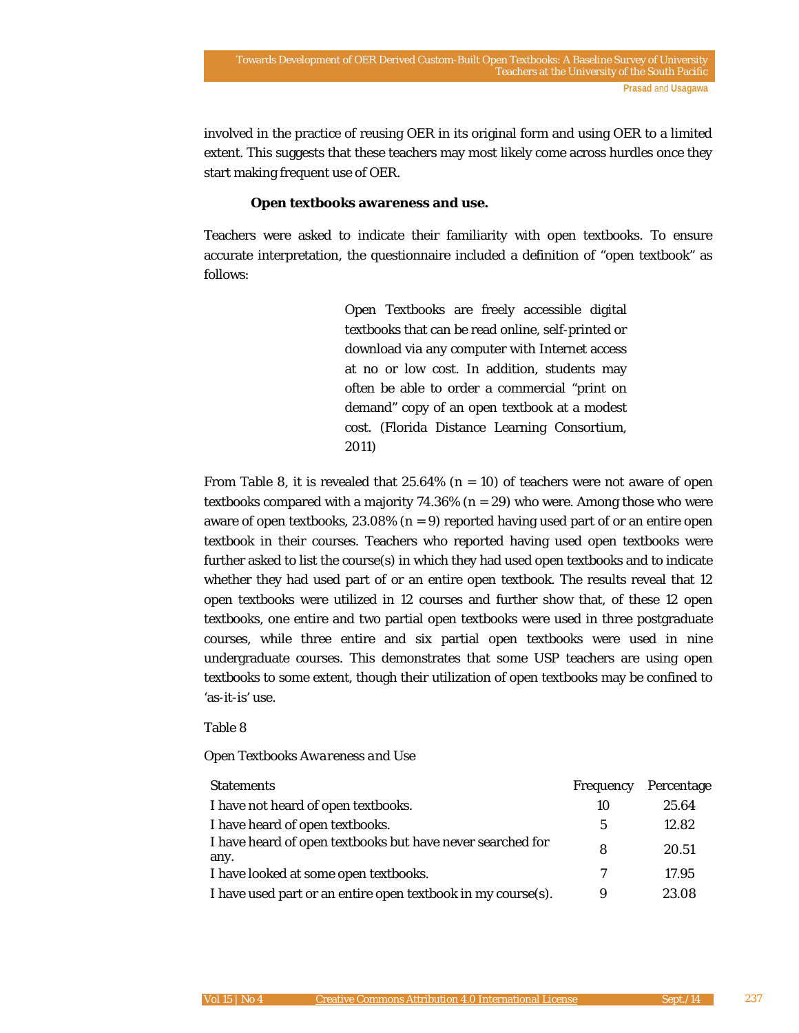involved in the practice of reusing OER in its original form and using OER to a limited extent. This suggests that these teachers may most likely come across hurdles once they start making frequent use of OER.

### Open textbooks awareness and use.

Teachers were asked to indicate their familiarity with open textbooks. To ensure accurate interpretation, the questionnaire included a definition of "open textbook" as follows:

> Open Textbooks are freely accessible digital textbooks that can be read online, self-printed or download via any computer with Internet access at no or low cost. In addition, students may often be able to order a commercial "print on demand" copy of an open textbook at a modest cost. (Florida Distance Learning Consortium, 2011)

From Table 8, it is revealed that 25.64% (n = 10) of teachers were not aware of open textbooks compared with a majority 74.36% (n = 29) who were. Among those who were aware of open textbooks, 23.08% (n = 9) reported having used part of or an entire open textbook in their courses. Teachers who reported having used open textbooks were further asked to list the course(s) in which they had used open textbooks and to indicate whether they had used part of or an entire open textbook. The results reveal that 12 open textbooks were utilized in 12 courses and further show that, of these 12 open textbooks, one entire and two partial open textbooks were used in three postgraduate courses, while three entire and six partial open textbooks were used in nine undergraduate courses. This demonstrates that some USP teachers are using open textbooks to some extent, though their utilization of open textbooks may be confined to 'as-it-is' use.

Table 8

*Open Textbooks Awareness and Use*

| Statements | Frequency | Percentage |
|---|---|---|
| I have not heard of open textbooks. | 10 | 25.64 |
| I have heard of open textbooks. | 5 | 12.82 |
| I have heard of open textbooks but have never searched for any. | 8 | 20.51 |
| I have looked at some open textbooks. | 7 | 17.95 |
| I have used part or an entire open textbook in my course(s). | 9 | 23.08 |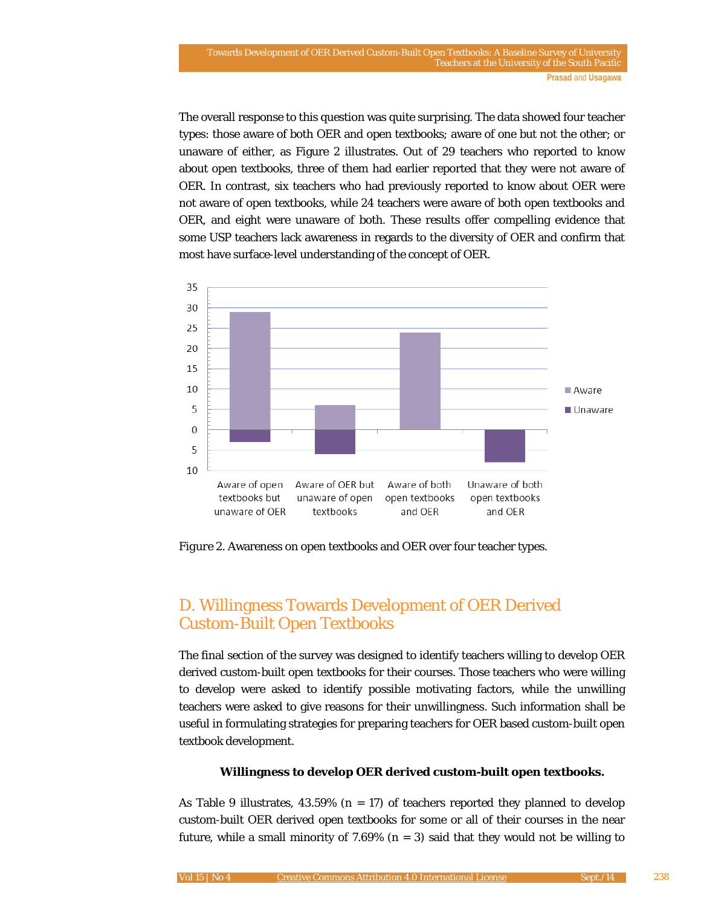The overall response to this question was quite surprising. The data showed four teacher types: those aware of both OER and open textbooks; aware of one but not the other; or unaware of either, as Figure 2 illustrates. Out of 29 teachers who reported to know about open textbooks, three of them had earlier reported that they were not aware of OER. In contrast, six teachers who had previously reported to know about OER were not aware of open textbooks, while 24 teachers were aware of both open textbooks and OER, and eight were unaware of both. These results offer compelling evidence that some USP teachers lack awareness in regards to the diversity of OER and confirm that most have surface-level understanding of the concept of OER.

*Figure 2.* Awareness on open textbooks and OER over four teacher types.

## D. Willingness Towards Development of OER Derived Custom-Built Open Textbooks

The final section of the survey was designed to identify teachers willing to develop OER derived custom-built open textbooks for their courses. Those teachers who were willing to develop were asked to identify possible motivating factors, while the unwilling teachers were asked to give reasons for their unwillingness. Such information shall be useful in formulating strategies for preparing teachers for OER based custom-built open textbook development.

**Willingness to develop OER derived custom-built open textbooks.**

As Table 9 illustrates, 43.59% (n = 17) of teachers reported they planned to develop custom-built OER derived open textbooks for some or all of their courses in the near future, while a small minority of 7.69% (n = 3) said that they would not be willing to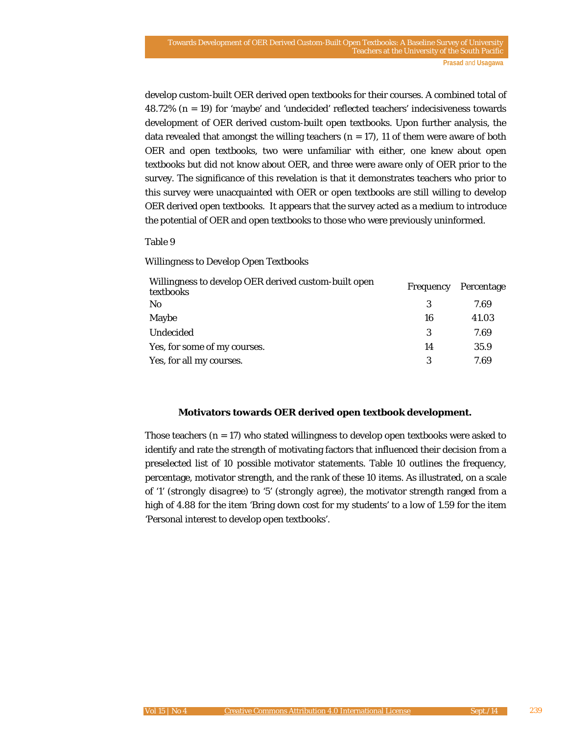develop custom-built OER derived open textbooks for their courses. A combined total of 48.72% (n = 19) for 'maybe' and 'undecided' reflected teachers' indecisiveness towards development of OER derived custom-built open textbooks. Upon further analysis, the data revealed that amongst the willing teachers (n = 17), 11 of them were aware of both OER and open textbooks, two were unfamiliar with either, one knew about open textbooks but did not know about OER, and three were aware only of OER prior to the survey. The significance of this revelation is that it demonstrates teachers who prior to this survey were unacquainted with OER or open textbooks are still willing to develop OER derived open textbooks. It appears that the survey acted as a medium to introduce the potential of OER and open textbooks to those who were previously uninformed.

Table 9

Willingness to Develop Open Textbooks

| Willingness to develop OER derived custom-built open textbooks | Frequency | Percentage |
|---|---|---|
| No | 3 | 7.69 |
| Maybe | 16 | 41.03 |
| Undecided | 3 | 7.69 |
| Yes, for some of my courses. | 14 | 35.9 |
| Yes, for all my courses. | 3 | 7.69 |

### Motivators towards OER derived open textbook development.

Those teachers (n = 17) who stated willingness to develop open textbooks were asked to identify and rate the strength of motivating factors that influenced their decision from a preselected list of 10 possible motivator statements. Table 10 outlines the frequency, percentage, motivator strength, and the rank of these 10 items. As illustrated, on a scale of '1' (*strongly disagree*) to '5' (*strongly agree*), the motivator strength ranged from a high of 4.88 for the item 'Bring down cost for my students' to a low of 1.59 for the item 'Personal interest to develop open textbooks'.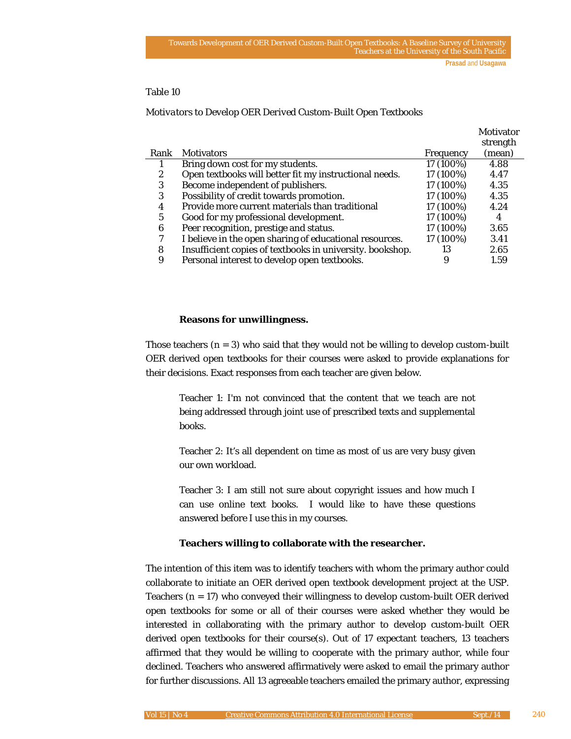Table 10

*Motivators to Develop OER Derived Custom-Built Open Textbooks*

| Rank | Motivators | Frequency | Motivator strength (mean) |
|---|---|---|---|
| 1 | Bring down cost for my students. | 17 (100%) | 4.88 |
| 2 | Open textbooks will better fit my instructional needs. | 17 (100%) | 4.47 |
| 3 | Become independent of publishers. | 17 (100%) | 4.35 |
| 3 | Possibility of credit towards promotion. | 17 (100%) | 4.35 |
| 4 | Provide more current materials than traditional | 17 (100%) | 4.24 |
| 5 | Good for my professional development. | 17 (100%) | 4 |
| 6 | Peer recognition, prestige and status. | 17 (100%) | 3.65 |
| 7 | I believe in the open sharing of educational resources. | 17 (100%) | 3.41 |
| 8 | Insufficient copies of textbooks in university. bookshop. | 13 | 2.65 |
| 9 | Personal interest to develop open textbooks. | 9 | 1.59 |

### Reasons for unwillingness.

Those teachers (n = 3) who said that they would not be willing to develop custom-built OER derived open textbooks for their courses were asked to provide explanations for their decisions. Exact responses from each teacher are given below.

> Teacher 1: I'm not convinced that the content that we teach are not being addressed through joint use of prescribed texts and supplemental books.
>
> Teacher 2: It's all dependent on time as most of us are very busy given our own workload.
>
> Teacher 3: I am still not sure about copyright issues and how much I can use online text books. I would like to have these questions answered before I use this in my courses.

### Teachers willing to collaborate with the researcher.

The intention of this item was to identify teachers with whom the primary author could collaborate to initiate an OER derived open textbook development project at the USP. Teachers (n = 17) who conveyed their willingness to develop custom-built OER derived open textbooks for some or all of their courses were asked whether they would be interested in collaborating with the primary author to develop custom-built OER derived open textbooks for their course(s). Out of 17 expectant teachers, 13 teachers affirmed that they would be willing to cooperate with the primary author, while four declined. Teachers who answered affirmatively were asked to email the primary author for further discussions. All 13 agreeable teachers emailed the primary author, expressing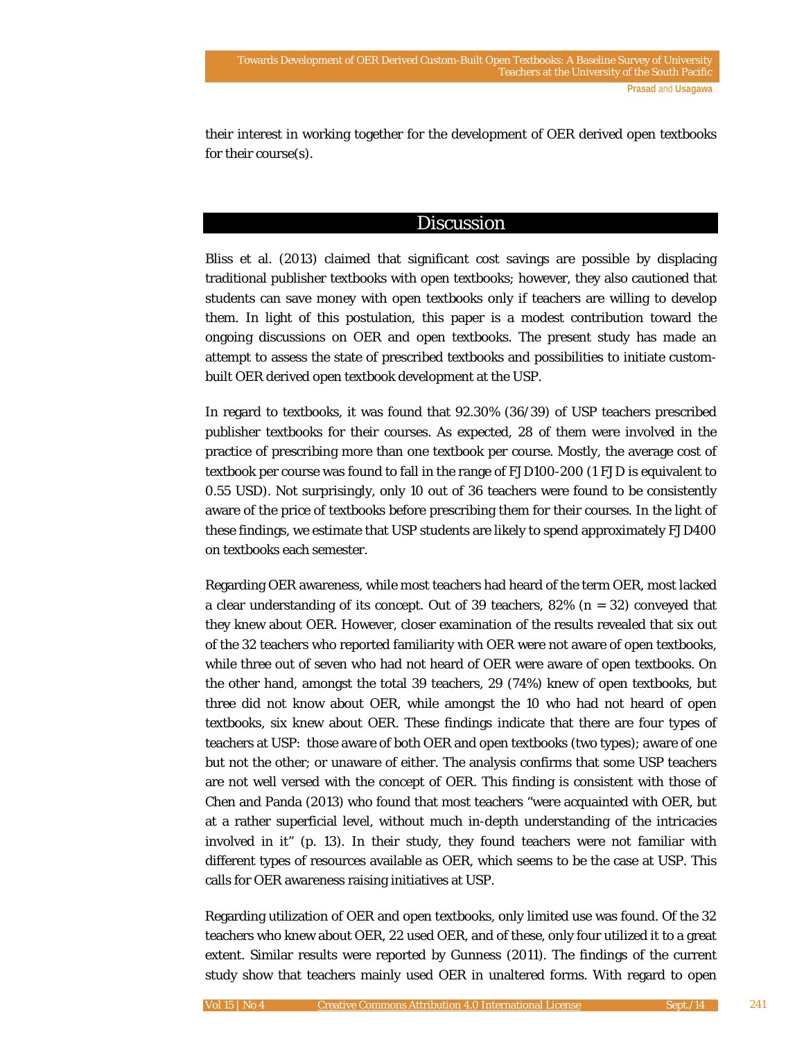their interest in working together for the development of OER derived open textbooks for their course(s).

## Discussion

Bliss et al. (2013) claimed that significant cost savings are possible by displacing traditional publisher textbooks with open textbooks; however, they also cautioned that students can save money with open textbooks only if teachers are willing to develop them. In light of this postulation, this paper is a modest contribution toward the ongoing discussions on OER and open textbooks. The present study has made an attempt to assess the state of prescribed textbooks and possibilities to initiate custom-built OER derived open textbook development at the USP.

In regard to textbooks, it was found that 92.30% (36/39) of USP teachers prescribed publisher textbooks for their courses. As expected, 28 of them were involved in the practice of prescribing more than one textbook per course. Mostly, the average cost of textbook per course was found to fall in the range of FJD100-200 (1 FJD is equivalent to 0.55 USD). Not surprisingly, only 10 out of 36 teachers were found to be consistently aware of the price of textbooks before prescribing them for their courses. In the light of these findings, we estimate that USP students are likely to spend approximately FJD400 on textbooks each semester.

Regarding OER awareness, while most teachers had heard of the term OER, most lacked a clear understanding of its concept. Out of 39 teachers, 82% (n = 32) conveyed that they knew about OER. However, closer examination of the results revealed that six out of the 32 teachers who reported familiarity with OER were not aware of open textbooks, while three out of seven who had not heard of OER were aware of open textbooks. On the other hand, amongst the total 39 teachers, 29 (74%) knew of open textbooks, but three did not know about OER, while amongst the 10 who had not heard of open textbooks, six knew about OER. These findings indicate that there are four types of teachers at USP: those aware of both OER and open textbooks (two types); aware of one but not the other; or unaware of either. The analysis confirms that some USP teachers are not well versed with the concept of OER. This finding is consistent with those of Chen and Panda (2013) who found that most teachers "were acquainted with OER, but at a rather superficial level, without much in-depth understanding of the intricacies involved in it" (p. 13). In their study, they found teachers were not familiar with different types of resources available as OER, which seems to be the case at USP. This calls for OER awareness raising initiatives at USP.

Regarding utilization of OER and open textbooks, only limited use was found. Of the 32 teachers who knew about OER, 22 used OER, and of these, only four utilized it to a great extent. Similar results were reported by Gunness (2011). The findings of the current study show that teachers mainly used OER in unaltered forms. With regard to open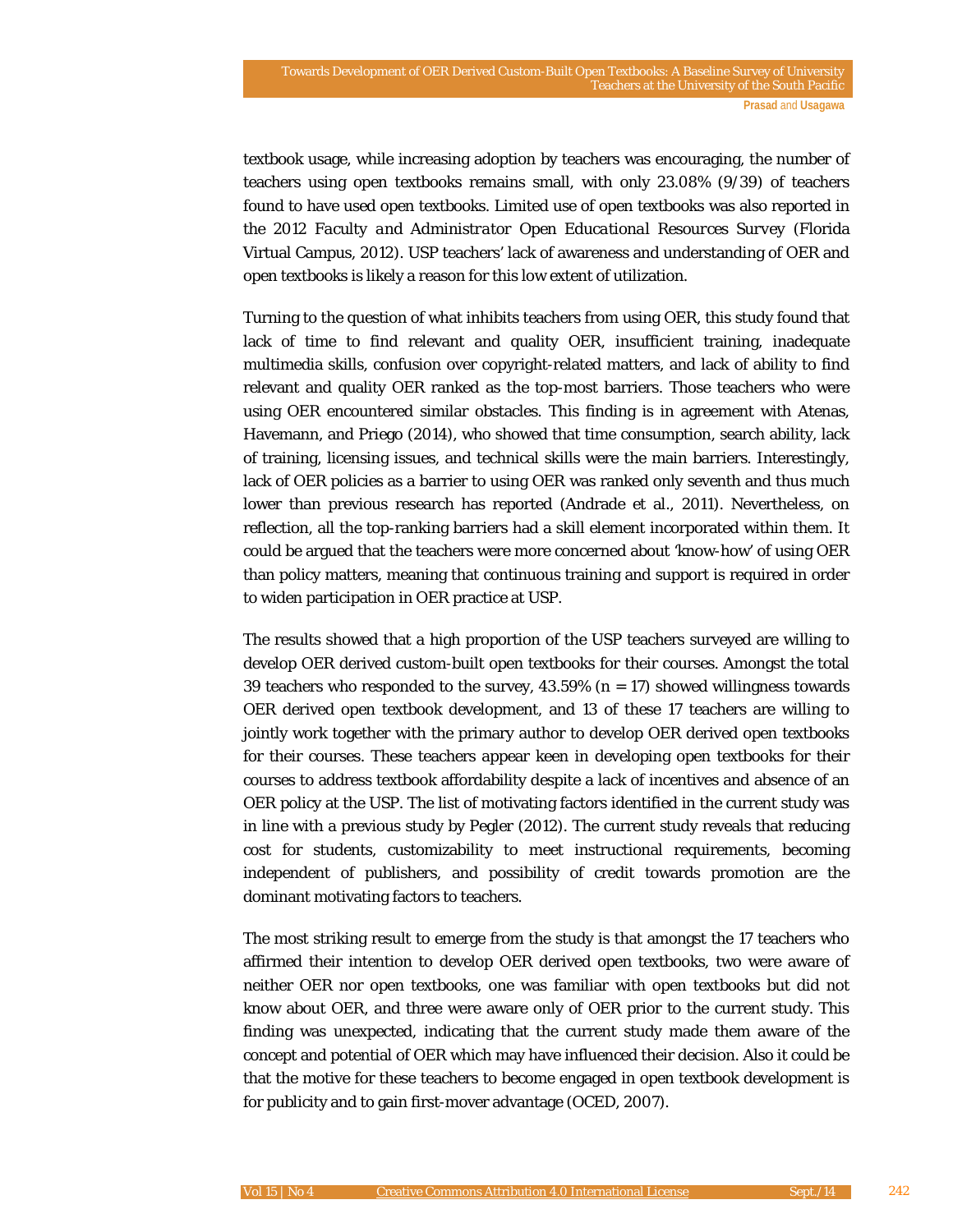textbook usage, while increasing adoption by teachers was encouraging, the number of teachers using open textbooks remains small, with only 23.08% (9/39) of teachers found to have used open textbooks. Limited use of open textbooks was also reported in the 2012 *Faculty and Administrator Open Educational Resources Survey* (Florida Virtual Campus, 2012). USP teachers' lack of awareness and understanding of OER and open textbooks is likely a reason for this low extent of utilization.

Turning to the question of what inhibits teachers from using OER, this study found that lack of time to find relevant and quality OER, insufficient training, inadequate multimedia skills, confusion over copyright-related matters, and lack of ability to find relevant and quality OER ranked as the top-most barriers. Those teachers who were using OER encountered similar obstacles. This finding is in agreement with Atenas, Havemann, and Priego (2014), who showed that time consumption, search ability, lack of training, licensing issues, and technical skills were the main barriers. Interestingly, lack of OER policies as a barrier to using OER was ranked only seventh and thus much lower than previous research has reported (Andrade et al., 2011). Nevertheless, on reflection, all the top-ranking barriers had a skill element incorporated within them. It could be argued that the teachers were more concerned about 'know-how' of using OER than policy matters, meaning that continuous training and support is required in order to widen participation in OER practice at USP.

The results showed that a high proportion of the USP teachers surveyed are willing to develop OER derived custom-built open textbooks for their courses. Amongst the total 39 teachers who responded to the survey, 43.59% ($n = 17$) showed willingness towards OER derived open textbook development, and 13 of these 17 teachers are willing to jointly work together with the primary author to develop OER derived open textbooks for their courses. These teachers appear keen in developing open textbooks for their courses to address textbook affordability despite a lack of incentives and absence of an OER policy at the USP. The list of motivating factors identified in the current study was in line with a previous study by Pegler (2012). The current study reveals that reducing cost for students, customizability to meet instructional requirements, becoming independent of publishers, and possibility of credit towards promotion are the dominant motivating factors to teachers.

The most striking result to emerge from the study is that amongst the 17 teachers who affirmed their intention to develop OER derived open textbooks, two were aware of neither OER nor open textbooks, one was familiar with open textbooks but did not know about OER, and three were aware only of OER prior to the current study. This finding was unexpected, indicating that the current study made them aware of the concept and potential of OER which may have influenced their decision. Also it could be that the motive for these teachers to become engaged in open textbook development is for publicity and to gain first-mover advantage (OCED, 2007).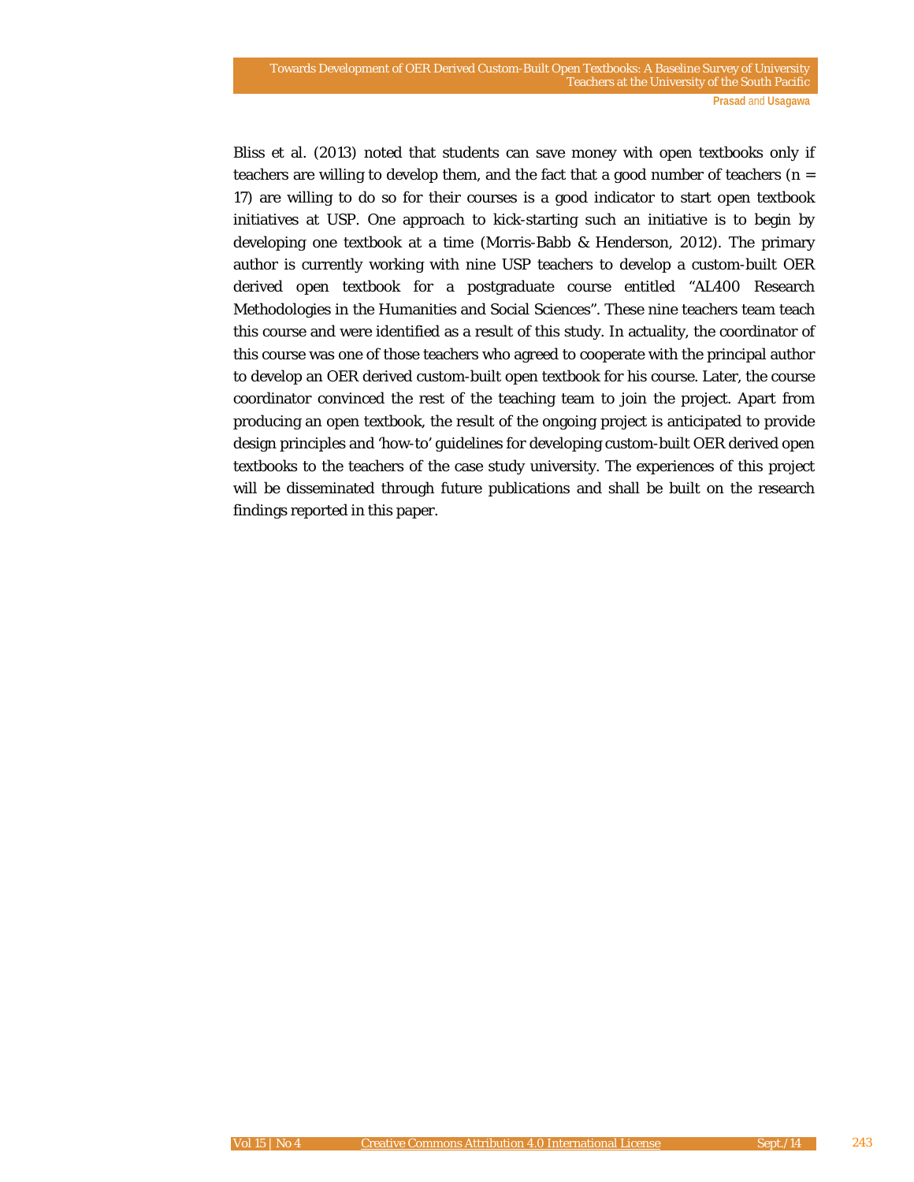Bliss et al. (2013) noted that students can save money with open textbooks only if teachers are willing to develop them, and the fact that a good number of teachers (n = 17) are willing to do so for their courses is a good indicator to start open textbook initiatives at USP. One approach to kick-starting such an initiative is to begin by developing one textbook at a time (Morris-Babb & Henderson, 2012). The primary author is currently working with nine USP teachers to develop a custom-built OER derived open textbook for a postgraduate course entitled "AL400 Research Methodologies in the Humanities and Social Sciences". These nine teachers team teach this course and were identified as a result of this study. In actuality, the coordinator of this course was one of those teachers who agreed to cooperate with the principal author to develop an OER derived custom-built open textbook for his course. Later, the course coordinator convinced the rest of the teaching team to join the project. Apart from producing an open textbook, the result of the ongoing project is anticipated to provide design principles and 'how-to' guidelines for developing custom-built OER derived open textbooks to the teachers of the case study university. The experiences of this project will be disseminated through future publications and shall be built on the research findings reported in this paper.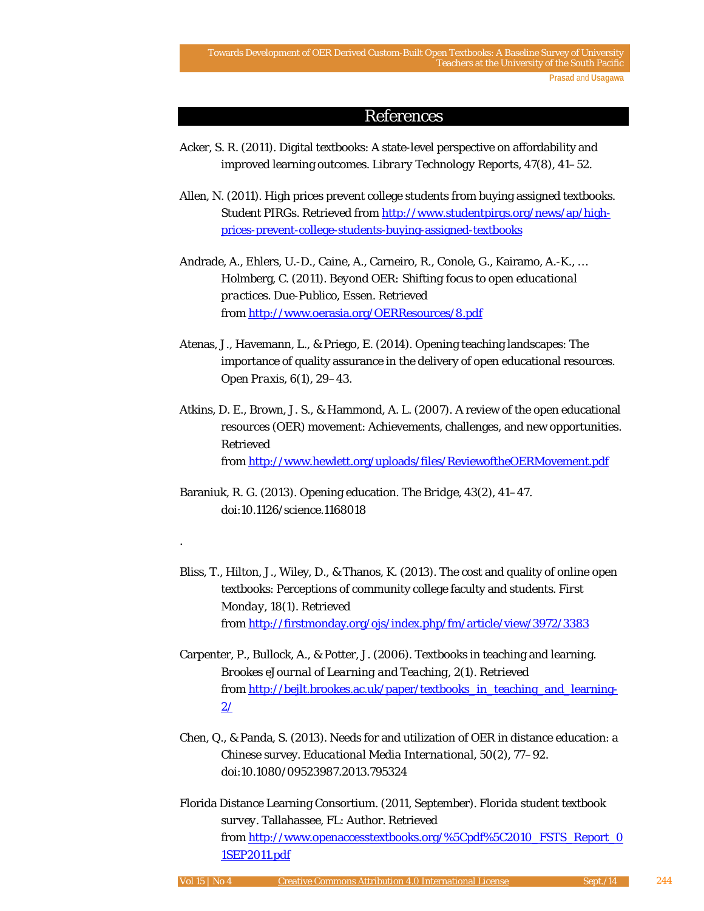# References

Acker, S. R. (2011). Digital textbooks: A state-level perspective on affordability and improved learning outcomes. *Library Technology Reports, 47*(8), 41–52.

Allen, N. (2011). High prices prevent college students from buying assigned textbooks. Student PIRGs. Retrieved from http://www.studentpirgs.org/news/ap/high-prices-prevent-college-students-buying-assigned-textbooks

Andrade, A., Ehlers, U.-D., Caine, A., Carneiro, R., Conole, G., Kairamo, A.-K., … Holmberg, C. (2011). *Beyond OER: Shifting focus to open educational practices*. Due-Publico, Essen. Retrieved from http://www.oerasia.org/OERResources/8.pdf

Atenas, J., Havemann, L., & Priego, E. (2014). Opening teaching landscapes: The importance of quality assurance in the delivery of open educational resources. *Open Praxis, 6*(1), 29–43.

Atkins, D. E., Brown, J. S., & Hammond, A. L. (2007). A review of the open educational resources (OER) movement: Achievements, challenges, and new opportunities. Retrieved from http://www.hewlett.org/uploads/files/ReviewoftheOERMovement.pdf

Baraniuk, R. G. (2013). Opening education. *The Bridge, 43*(2), 41–47. doi:10.1126/science.1168018

.

Bliss, T., Hilton, J., Wiley, D., & Thanos, K. (2013). The cost and quality of online open textbooks: Perceptions of community college faculty and students. *First Monday, 18*(1). Retrieved from http://firstmonday.org/ojs/index.php/fm/article/view/3972/3383

Carpenter, P., Bullock, A., & Potter, J. (2006). Textbooks in teaching and learning. *Brookes eJournal of Learning and Teaching, 2*(1). Retrieved from http://bejlt.brookes.ac.uk/paper/textbooks_in_teaching_and_learning-2/

Chen, Q., & Panda, S. (2013). Needs for and utilization of OER in distance education: a Chinese survey. *Educational Media International, 50*(2), 77–92. doi:10.1080/09523987.2013.795324

Florida Distance Learning Consortium. (2011, September). *Florida student textbook survey*. Tallahassee, FL: Author. Retrieved from http://www.openaccesstextbooks.org/%5Cpdf%5C2010_FSTS_Report_01SEP2011.pdf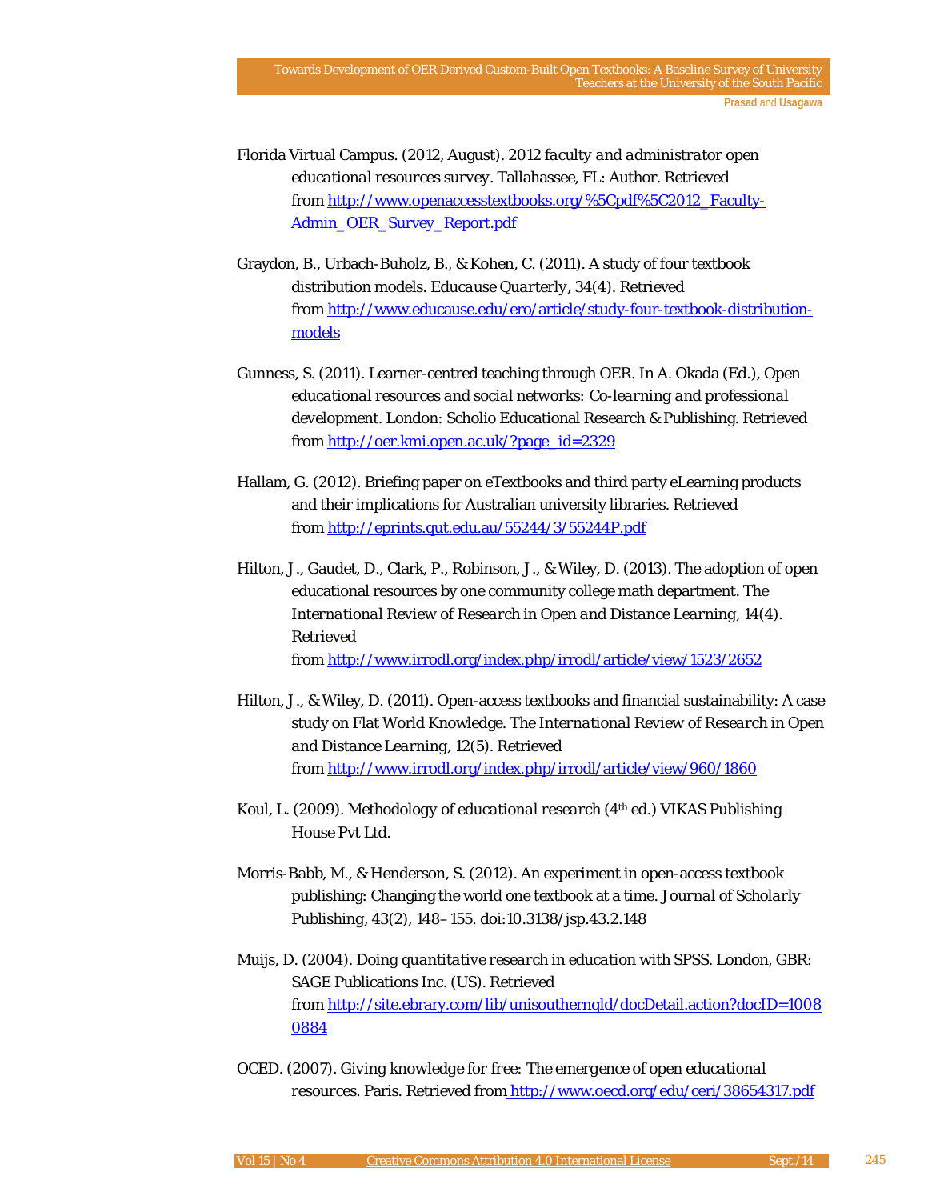Florida Virtual Campus. (2012, August). *2012 faculty and administrator open educational resources survey*. Tallahassee, FL: Author. Retrieved from http://www.openaccesstextbooks.org/%5Cpdf%5C2012_Faculty-Admin_OER_Survey_Report.pdf

Graydon, B., Urbach-Buholz, B., & Kohen, C. (2011). A study of four textbook distribution models. *Educause Quarterly, 34*(4). Retrieved from http://www.educause.edu/ero/article/study-four-textbook-distribution-models

Gunness, S. (2011). Learner-centred teaching through OER. In A. Okada (Ed.), *Open educational resources and social networks: Co-learning and professional development*. London: Scholio Educational Research & Publishing. Retrieved from http://oer.kmi.open.ac.uk/?page_id=2329

Hallam, G. (2012). Briefing paper on eTextbooks and third party eLearning products and their implications for Australian university libraries. Retrieved from http://eprints.qut.edu.au/55244/3/55244P.pdf

Hilton, J., Gaudet, D., Clark, P., Robinson, J., & Wiley, D. (2013). The adoption of open educational resources by one community college math department. *The International Review of Research in Open and Distance Learning, 14*(4). Retrieved from http://www.irrodl.org/index.php/irrodl/article/view/1523/2652

Hilton, J., & Wiley, D. (2011). Open-access textbooks and financial sustainability: A case study on Flat World Knowledge. *The International Review of Research in Open and Distance Learning, 12*(5). Retrieved from http://www.irrodl.org/index.php/irrodl/article/view/960/1860

Koul, L. (2009). *Methodology of educational research* (4th ed.) VIKAS Publishing House Pvt Ltd.

Morris-Babb, M., & Henderson, S. (2012). An experiment in open-access textbook publishing: Changing the world one textbook at a time. *Journal of Scholarly Publishing, 43*(2), 148–155. doi:10.3138/jsp.43.2.148

Muijs, D. (2004). *Doing quantitative research in education with SPSS*. London, GBR: SAGE Publications Inc. (US). Retrieved from http://site.ebrary.com/lib/unisouthernqld/docDetail.action?docID=10080884

OCED. (2007). *Giving knowledge for free: The emergence of open educational resources*. Paris. Retrieved from http://www.oecd.org/edu/ceri/38654317.pdf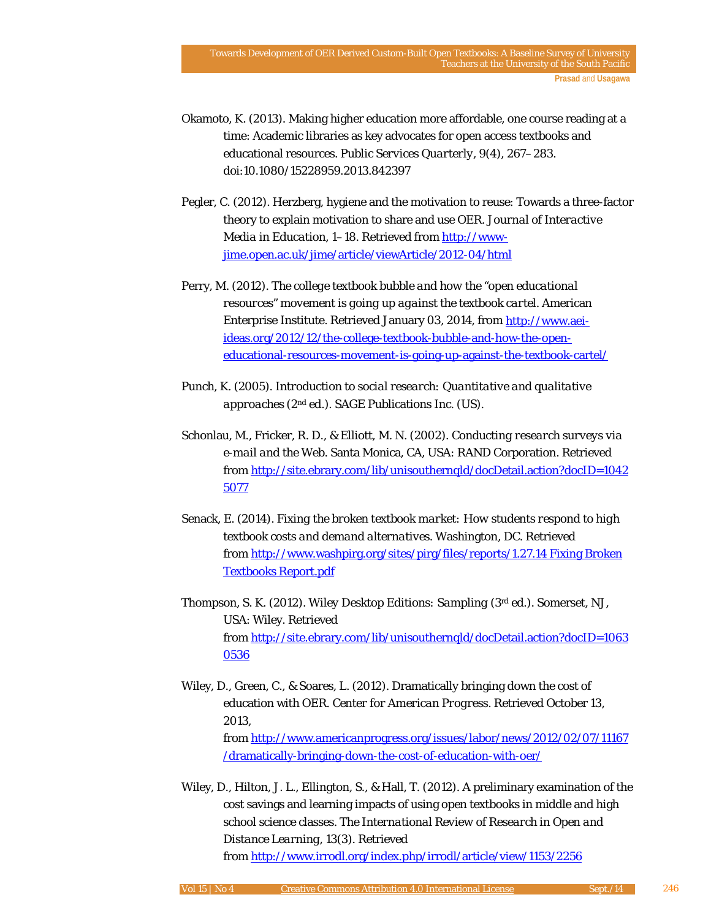Okamoto, K. (2013). Making higher education more affordable, one course reading at a time: Academic libraries as key advocates for open access textbooks and educational resources. *Public Services Quarterly, 9*(4), 267–283. doi:10.1080/15228959.2013.842397

Pegler, C. (2012). Herzberg, hygiene and the motivation to reuse: Towards a three-factor theory to explain motivation to share and use OER. *Journal of Interactive Media in Education*, 1–18. Retrieved from http://www-jime.open.ac.uk/jime/article/viewArticle/2012-04/html

Perry, M. (2012). *The college textbook bubble and how the "open educational resources" movement is going up against the textbook cartel*. American Enterprise Institute. Retrieved January 03, 2014, from http://www.aei-ideas.org/2012/12/the-college-textbook-bubble-and-how-the-open-educational-resources-movement-is-going-up-against-the-textbook-cartel/

Punch, K. (2005). *Introduction to social research: Quantitative and qualitative approaches* (2nd ed.). SAGE Publications Inc. (US).

Schonlau, M., Fricker, R. D., & Elliott, M. N. (2002). *Conducting research surveys via e-mail and the Web*. Santa Monica, CA, USA: RAND Corporation. Retrieved from http://site.ebrary.com/lib/unisouthernqld/docDetail.action?docID=10425077

Senack, E. (2014). *Fixing the broken textbook market: How students respond to high textbook costs and demand alternatives*. Washington, DC. Retrieved from http://www.washpirg.org/sites/pirg/files/reports/1.27.14 Fixing Broken Textbooks Report.pdf

Thompson, S. K. (2012). *Wiley Desktop Editions: Sampling* (3rd ed.). Somerset, NJ, USA: Wiley. Retrieved from http://site.ebrary.com/lib/unisouthernqld/docDetail.action?docID=10630536

Wiley, D., Green, C., & Soares, L. (2012). Dramatically bringing down the cost of education with OER. *Center for American Progress*. Retrieved October 13, 2013, from http://www.americanprogress.org/issues/labor/news/2012/02/07/11167/dramatically-bringing-down-the-cost-of-education-with-oer/

Wiley, D., Hilton, J. L., Ellington, S., & Hall, T. (2012). A preliminary examination of the cost savings and learning impacts of using open textbooks in middle and high school science classes. *The International Review of Research in Open and Distance Learning, 13*(3). Retrieved from http://www.irrodl.org/index.php/irrodl/article/view/1153/2256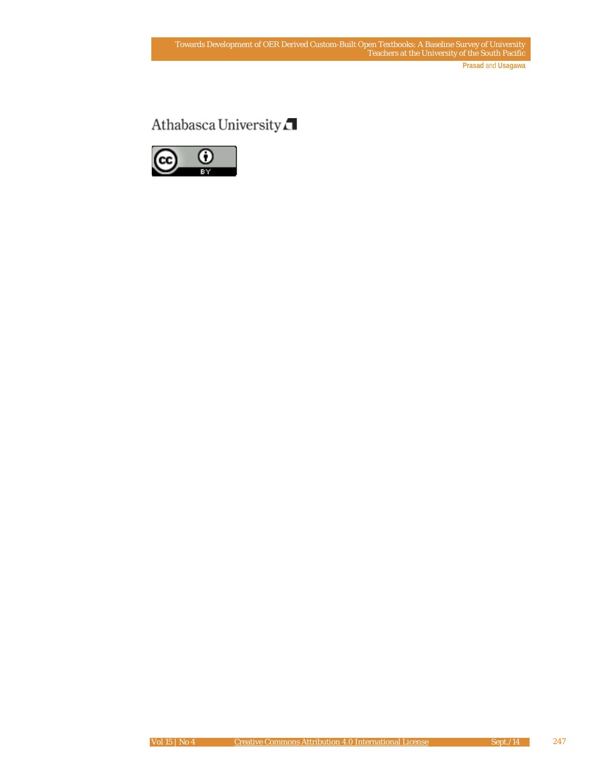Athabasca University